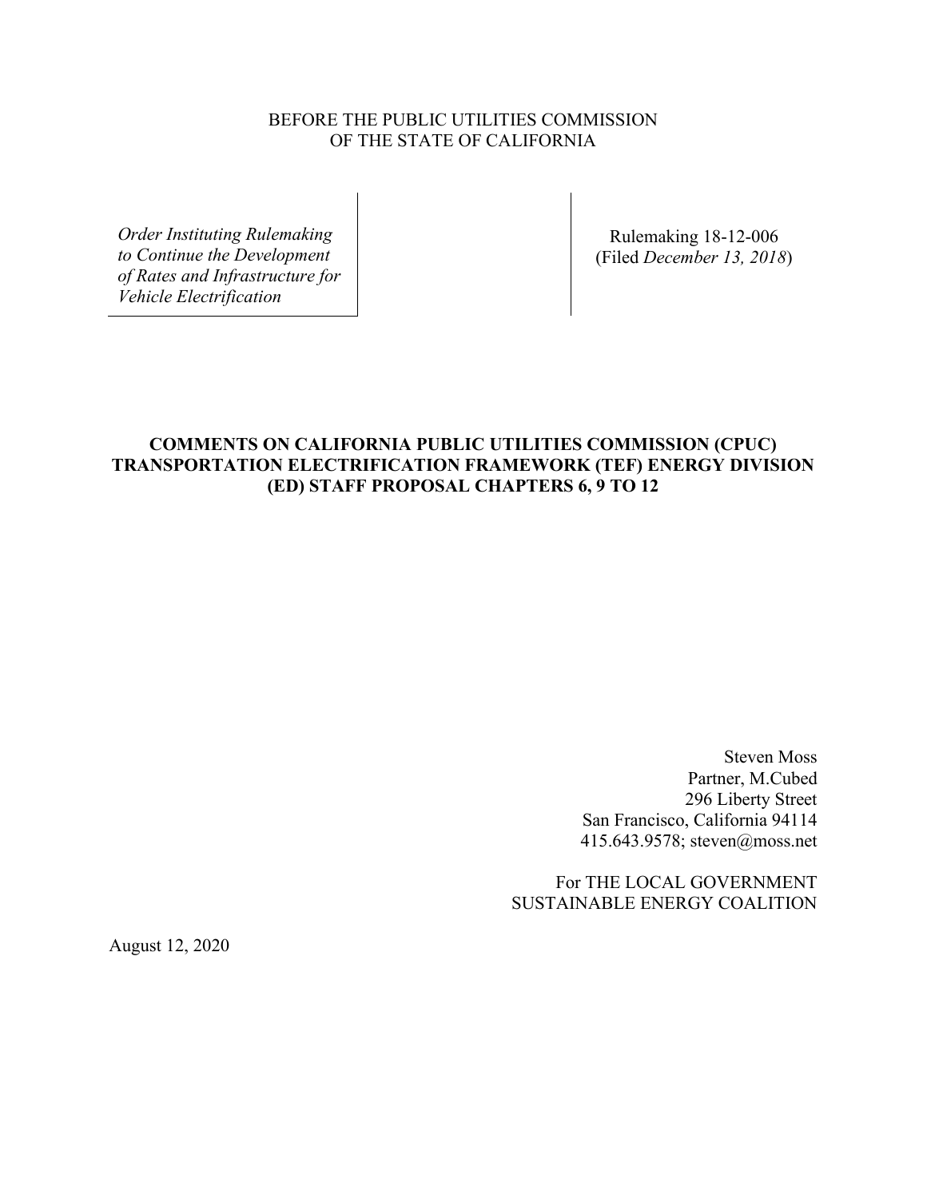BEFORE THE PUBLIC UTILITIES COMMISSION
OF THE STATE OF CALIFORNIA

| | |
|---|---|
| *Order Instituting Rulemaking to Continue the Development of Rates and Infrastructure for Vehicle Electrification* | Rulemaking 18-12-006 (Filed *December 13, 2018*) |

**COMMENTS ON CALIFORNIA PUBLIC UTILITIES COMMISSION (CPUC) TRANSPORTATION ELECTRIFICATION FRAMEWORK (TEF) ENERGY DIVISION (ED) STAFF PROPOSAL CHAPTERS 6, 9 TO 12**

Steven Moss
Partner, M.Cubed
296 Liberty Street
San Francisco, California 94114
415.643.9578; steven@moss.net

For THE LOCAL GOVERNMENT
SUSTAINABLE ENERGY COALITION

August 12, 2020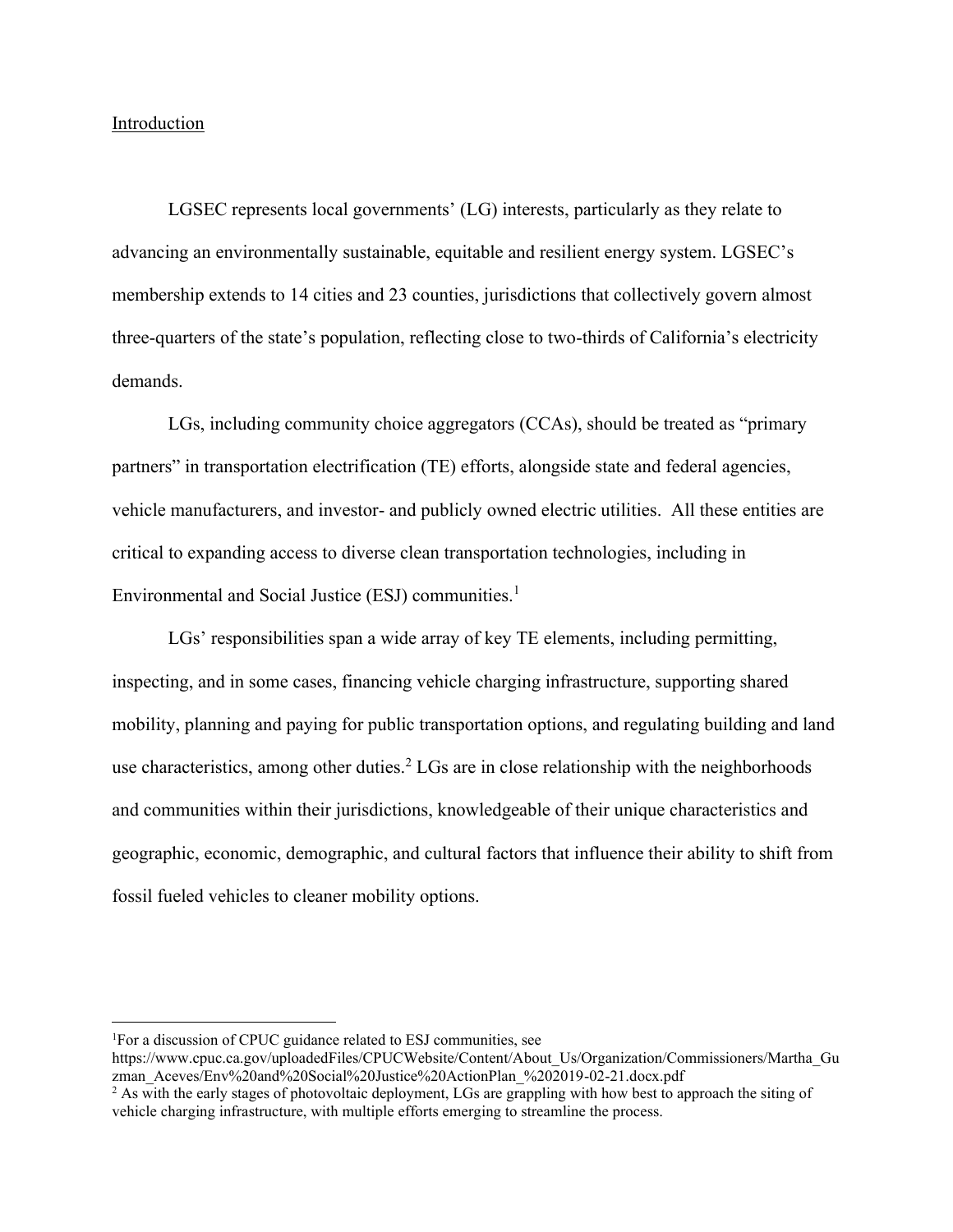Introduction

LGSEC represents local governments' (LG) interests, particularly as they relate to advancing an environmentally sustainable, equitable and resilient energy system. LGSEC's membership extends to 14 cities and 23 counties, jurisdictions that collectively govern almost three-quarters of the state's population, reflecting close to two-thirds of California's electricity demands.

LGs, including community choice aggregators (CCAs), should be treated as "primary partners" in transportation electrification (TE) efforts, alongside state and federal agencies, vehicle manufacturers, and investor- and publicly owned electric utilities. All these entities are critical to expanding access to diverse clean transportation technologies, including in Environmental and Social Justice (ESJ) communities.[1]

LGs' responsibilities span a wide array of key TE elements, including permitting, inspecting, and in some cases, financing vehicle charging infrastructure, supporting shared mobility, planning and paying for public transportation options, and regulating building and land use characteristics, among other duties.[2] LGs are in close relationship with the neighborhoods and communities within their jurisdictions, knowledgeable of their unique characteristics and geographic, economic, demographic, and cultural factors that influence their ability to shift from fossil fueled vehicles to cleaner mobility options.

---

[1] For a discussion of CPUC guidance related to ESJ communities, see https://www.cpuc.ca.gov/uploadedFiles/CPUCWebsite/Content/About_Us/Organization/Commissioners/Martha_Guzman_Aceves/Env%20and%20Social%20Justice%20ActionPlan_%202019-02-21.docx.pdf

[2] As with the early stages of photovoltaic deployment, LGs are grappling with how best to approach the siting of vehicle charging infrastructure, with multiple efforts emerging to streamline the process.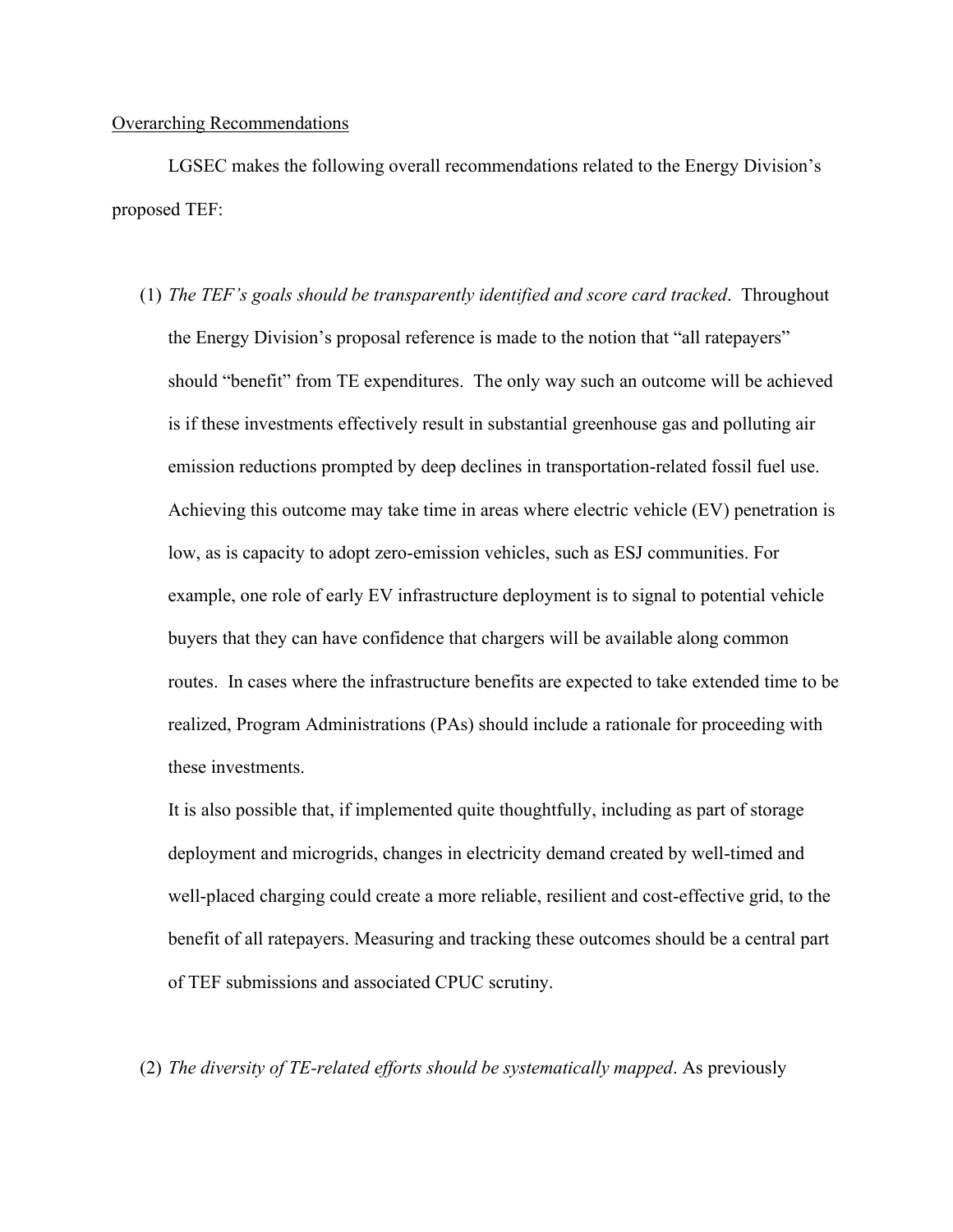<u>Overarching Recommendations</u>

LGSEC makes the following overall recommendations related to the Energy Division's proposed TEF:

(1) *The TEF's goals should be transparently identified and score card tracked*. Throughout the Energy Division's proposal reference is made to the notion that "all ratepayers" should "benefit" from TE expenditures. The only way such an outcome will be achieved is if these investments effectively result in substantial greenhouse gas and polluting air emission reductions prompted by deep declines in transportation-related fossil fuel use. Achieving this outcome may take time in areas where electric vehicle (EV) penetration is low, as is capacity to adopt zero-emission vehicles, such as ESJ communities. For example, one role of early EV infrastructure deployment is to signal to potential vehicle buyers that they can have confidence that chargers will be available along common routes. In cases where the infrastructure benefits are expected to take extended time to be realized, Program Administrations (PAs) should include a rationale for proceeding with these investments.

It is also possible that, if implemented quite thoughtfully, including as part of storage deployment and microgrids, changes in electricity demand created by well-timed and well-placed charging could create a more reliable, resilient and cost-effective grid, to the benefit of all ratepayers. Measuring and tracking these outcomes should be a central part of TEF submissions and associated CPUC scrutiny.

(2) *The diversity of TE-related efforts should be systematically mapped*. As previously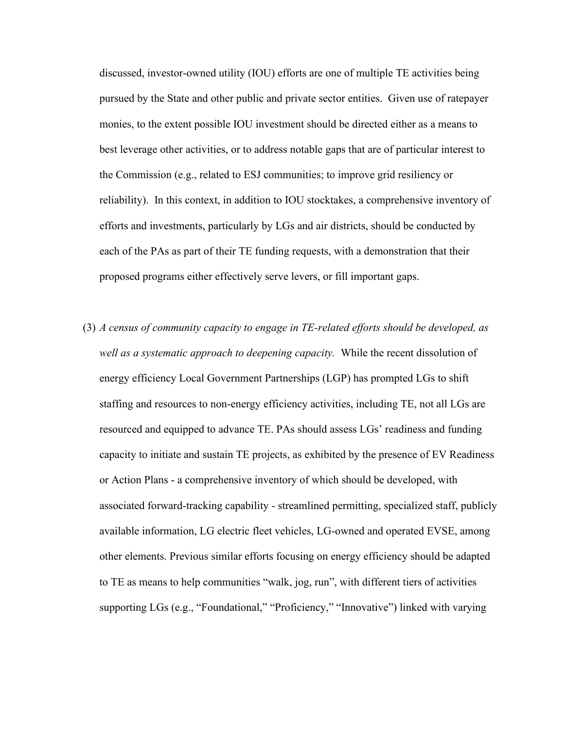discussed, investor-owned utility (IOU) efforts are one of multiple TE activities being pursued by the State and other public and private sector entities. Given use of ratepayer monies, to the extent possible IOU investment should be directed either as a means to best leverage other activities, or to address notable gaps that are of particular interest to the Commission (e.g., related to ESJ communities; to improve grid resiliency or reliability). In this context, in addition to IOU stocktakes, a comprehensive inventory of efforts and investments, particularly by LGs and air districts, should be conducted by each of the PAs as part of their TE funding requests, with a demonstration that their proposed programs either effectively serve levers, or fill important gaps.

(3) *A census of community capacity to engage in TE-related efforts should be developed, as well as a systematic approach to deepening capacity.* While the recent dissolution of energy efficiency Local Government Partnerships (LGP) has prompted LGs to shift staffing and resources to non-energy efficiency activities, including TE, not all LGs are resourced and equipped to advance TE. PAs should assess LGs' readiness and funding capacity to initiate and sustain TE projects, as exhibited by the presence of EV Readiness or Action Plans - a comprehensive inventory of which should be developed, with associated forward-tracking capability - streamlined permitting, specialized staff, publicly available information, LG electric fleet vehicles, LG-owned and operated EVSE, among other elements. Previous similar efforts focusing on energy efficiency should be adapted to TE as means to help communities "walk, jog, run", with different tiers of activities supporting LGs (e.g., "Foundational," "Proficiency," "Innovative") linked with varying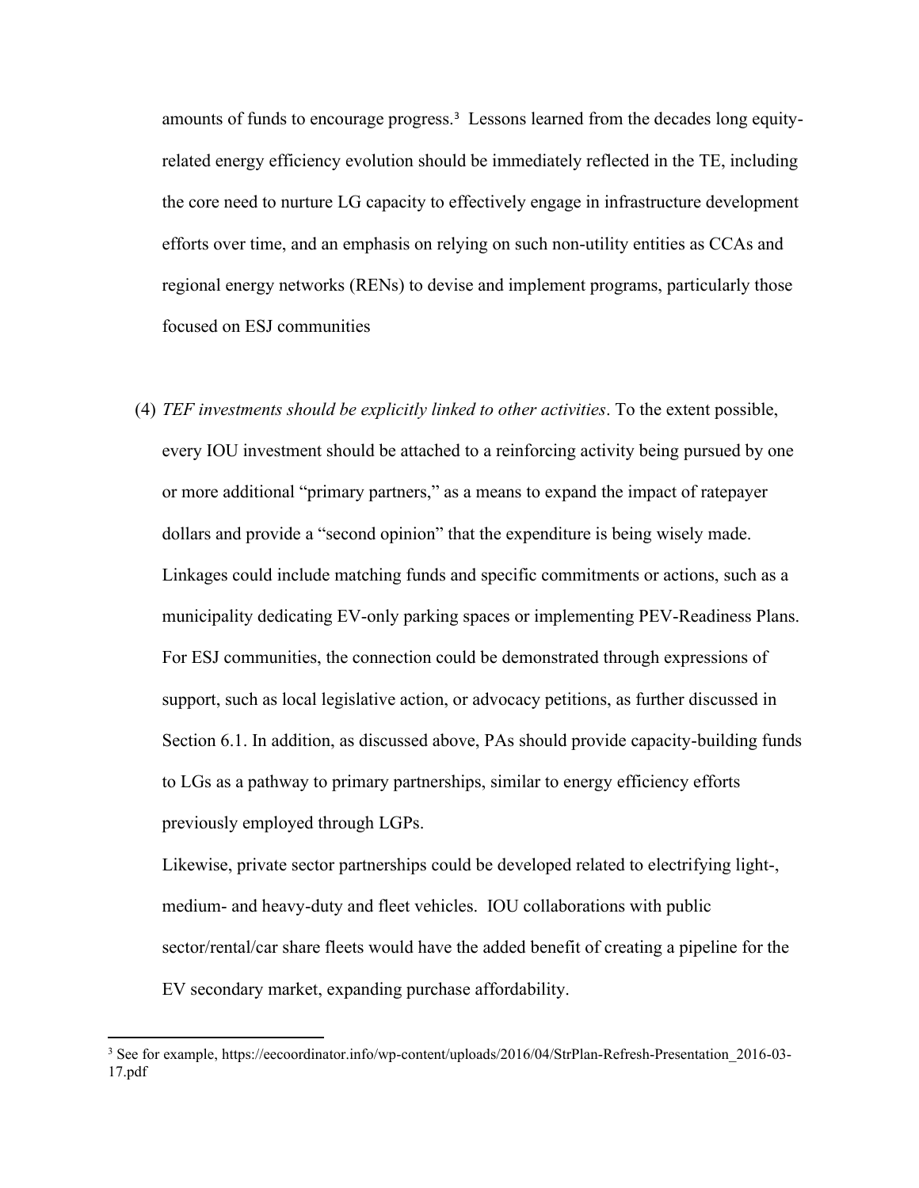amounts of funds to encourage progress.[3] Lessons learned from the decades long equity-related energy efficiency evolution should be immediately reflected in the TE, including the core need to nurture LG capacity to effectively engage in infrastructure development efforts over time, and an emphasis on relying on such non-utility entities as CCAs and regional energy networks (RENs) to devise and implement programs, particularly those focused on ESJ communities

(4) *TEF investments should be explicitly linked to other activities*. To the extent possible, every IOU investment should be attached to a reinforcing activity being pursued by one or more additional "primary partners," as a means to expand the impact of ratepayer dollars and provide a "second opinion" that the expenditure is being wisely made. Linkages could include matching funds and specific commitments or actions, such as a municipality dedicating EV-only parking spaces or implementing PEV-Readiness Plans. For ESJ communities, the connection could be demonstrated through expressions of support, such as local legislative action, or advocacy petitions, as further discussed in Section 6.1. In addition, as discussed above, PAs should provide capacity-building funds to LGs as a pathway to primary partnerships, similar to energy efficiency efforts previously employed through LGPs.

Likewise, private sector partnerships could be developed related to electrifying light-, medium- and heavy-duty and fleet vehicles. IOU collaborations with public sector/rental/car share fleets would have the added benefit of creating a pipeline for the EV secondary market, expanding purchase affordability.

[3] See for example, https://eecoordinator.info/wp-content/uploads/2016/04/StrPlan-Refresh-Presentation_2016-03-17.pdf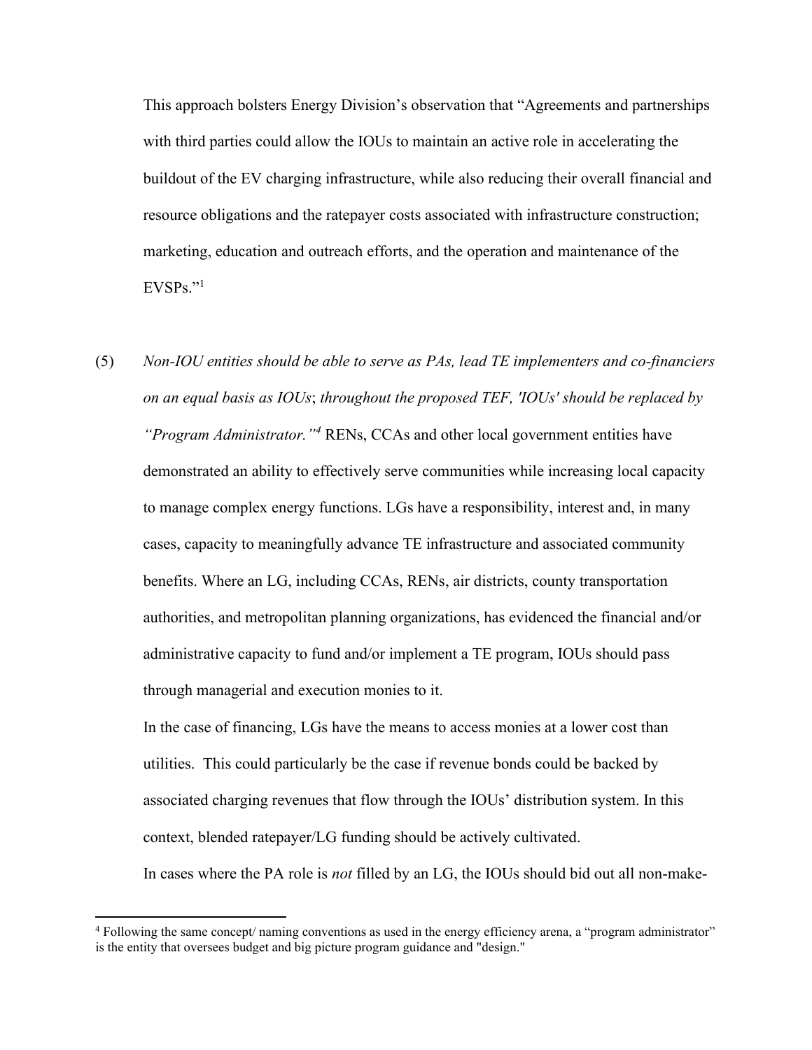This approach bolsters Energy Division's observation that "Agreements and partnerships with third parties could allow the IOUs to maintain an active role in accelerating the buildout of the EV charging infrastructure, while also reducing their overall financial and resource obligations and the ratepayer costs associated with infrastructure construction; marketing, education and outreach efforts, and the operation and maintenance of the EVSPs."[1]

(5) *Non-IOU entities should be able to serve as PAs, lead TE implementers and co-financiers on an equal basis as IOUs*; *throughout the proposed TEF, 'IOUs' should be replaced by "Program Administrator."*[4] RENs, CCAs and other local government entities have demonstrated an ability to effectively serve communities while increasing local capacity to manage complex energy functions. LGs have a responsibility, interest and, in many cases, capacity to meaningfully advance TE infrastructure and associated community benefits. Where an LG, including CCAs, RENs, air districts, county transportation authorities, and metropolitan planning organizations, has evidenced the financial and/or administrative capacity to fund and/or implement a TE program, IOUs should pass through managerial and execution monies to it.

In the case of financing, LGs have the means to access monies at a lower cost than utilities. This could particularly be the case if revenue bonds could be backed by associated charging revenues that flow through the IOUs' distribution system. In this context, blended ratepayer/LG funding should be actively cultivated.

In cases where the PA role is *not* filled by an LG, the IOUs should bid out all non-make-

[4] Following the same concept/ naming conventions as used in the energy efficiency arena, a "program administrator" is the entity that oversees budget and big picture program guidance and "design."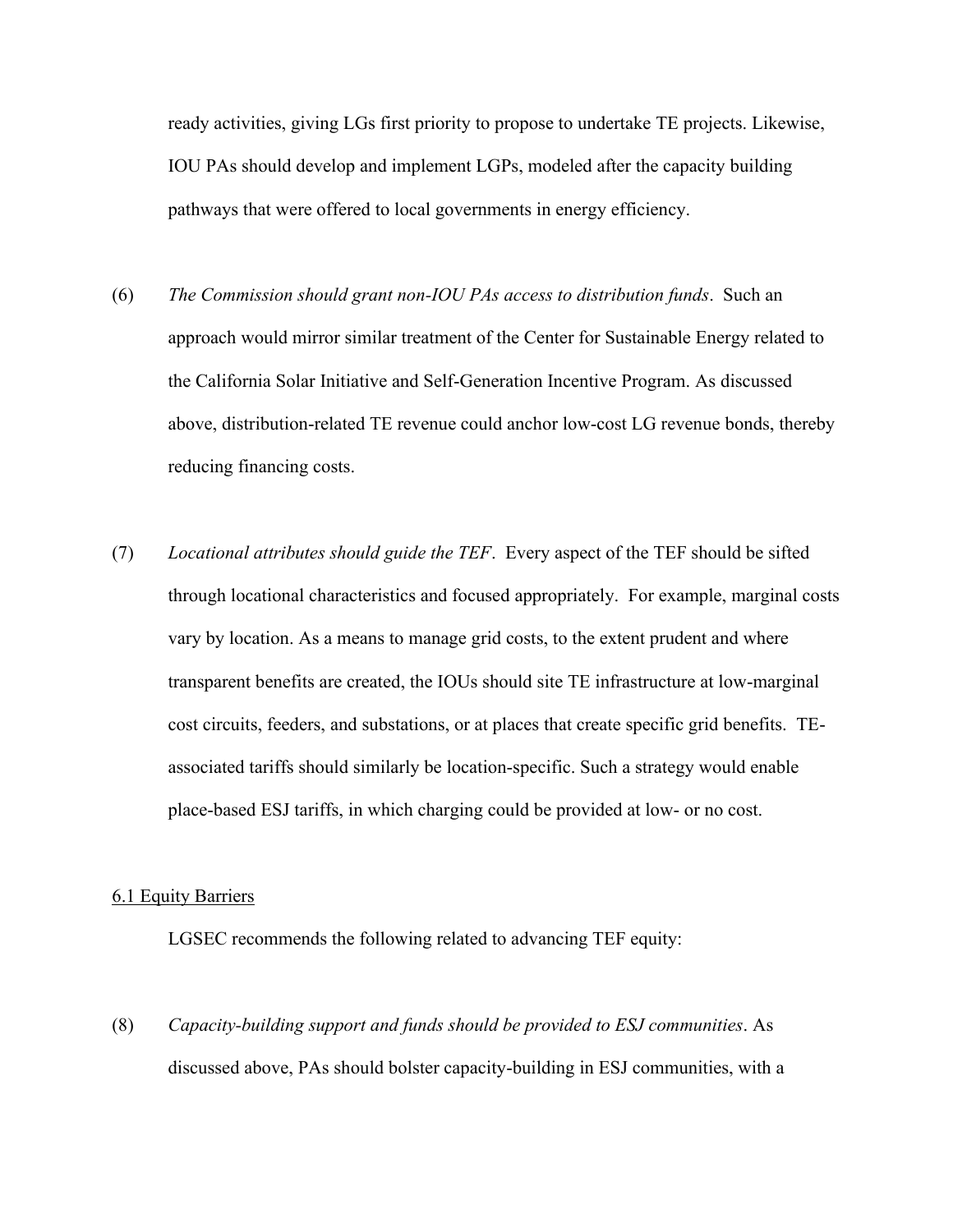ready activities, giving LGs first priority to propose to undertake TE projects. Likewise, IOU PAs should develop and implement LGPs, modeled after the capacity building pathways that were offered to local governments in energy efficiency.

(6) *The Commission should grant non-IOU PAs access to distribution funds*. Such an approach would mirror similar treatment of the Center for Sustainable Energy related to the California Solar Initiative and Self-Generation Incentive Program. As discussed above, distribution-related TE revenue could anchor low-cost LG revenue bonds, thereby reducing financing costs.

(7) *Locational attributes should guide the TEF*. Every aspect of the TEF should be sifted through locational characteristics and focused appropriately. For example, marginal costs vary by location. As a means to manage grid costs, to the extent prudent and where transparent benefits are created, the IOUs should site TE infrastructure at low-marginal cost circuits, feeders, and substations, or at places that create specific grid benefits. TE-associated tariffs should similarly be location-specific. Such a strategy would enable place-based ESJ tariffs, in which charging could be provided at low- or no cost.

6.1 Equity Barriers

LGSEC recommends the following related to advancing TEF equity:

(8) *Capacity-building support and funds should be provided to ESJ communities*. As discussed above, PAs should bolster capacity-building in ESJ communities, with a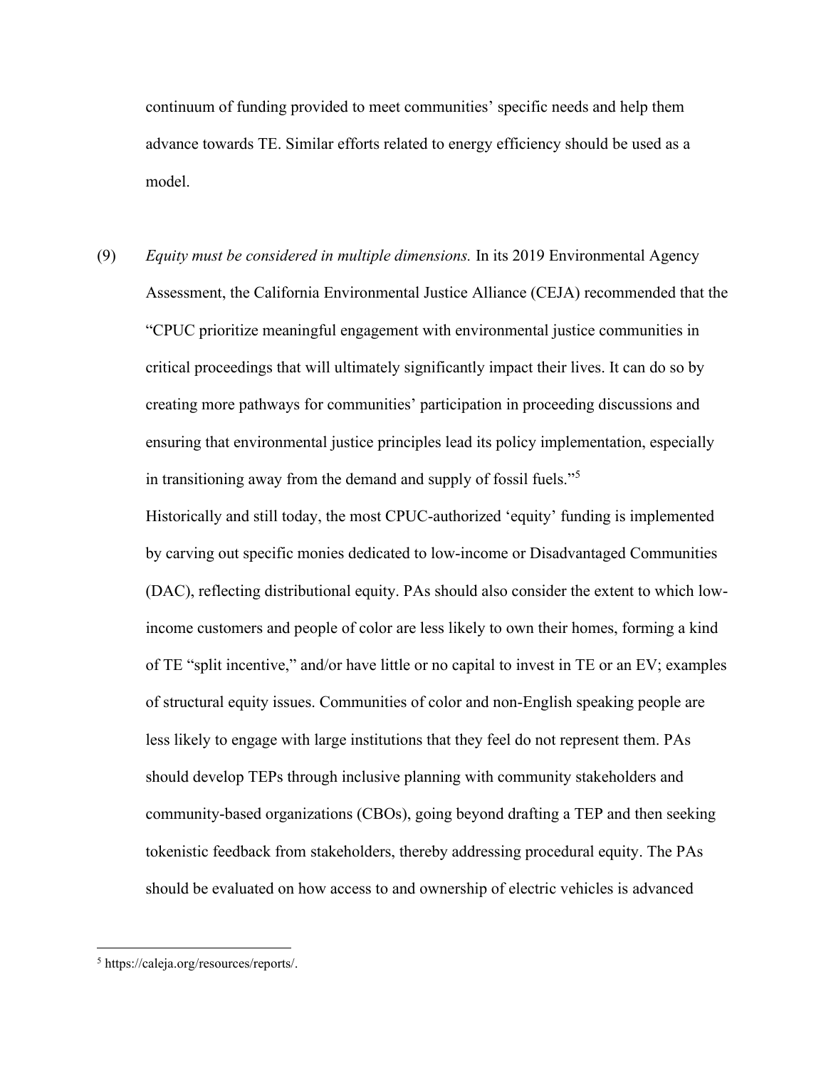continuum of funding provided to meet communities' specific needs and help them advance towards TE. Similar efforts related to energy efficiency should be used as a model.

(9) *Equity must be considered in multiple dimensions.* In its 2019 Environmental Agency Assessment, the California Environmental Justice Alliance (CEJA) recommended that the "CPUC prioritize meaningful engagement with environmental justice communities in critical proceedings that will ultimately significantly impact their lives. It can do so by creating more pathways for communities' participation in proceeding discussions and ensuring that environmental justice principles lead its policy implementation, especially in transitioning away from the demand and supply of fossil fuels."[5]

Historically and still today, the most CPUC-authorized 'equity' funding is implemented by carving out specific monies dedicated to low-income or Disadvantaged Communities (DAC), reflecting distributional equity. PAs should also consider the extent to which low-income customers and people of color are less likely to own their homes, forming a kind of TE "split incentive," and/or have little or no capital to invest in TE or an EV; examples of structural equity issues. Communities of color and non-English speaking people are less likely to engage with large institutions that they feel do not represent them. PAs should develop TEPs through inclusive planning with community stakeholders and community-based organizations (CBOs), going beyond drafting a TEP and then seeking tokenistic feedback from stakeholders, thereby addressing procedural equity. The PAs should be evaluated on how access to and ownership of electric vehicles is advanced

---

[5] https://caleja.org/resources/reports/.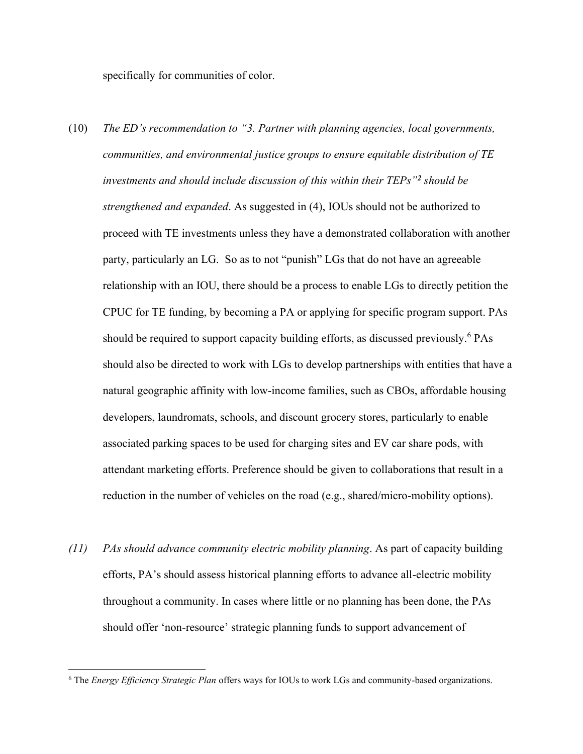specifically for communities of color.

(10) *The ED's recommendation to "3. Partner with planning agencies, local governments, communities, and environmental justice groups to ensure equitable distribution of TE investments and should include discussion of this within their TEPs"[2] should be strengthened and expanded*. As suggested in (4), IOUs should not be authorized to proceed with TE investments unless they have a demonstrated collaboration with another party, particularly an LG. So as to not "punish" LGs that do not have an agreeable relationship with an IOU, there should be a process to enable LGs to directly petition the CPUC for TE funding, by becoming a PA or applying for specific program support. PAs should be required to support capacity building efforts, as discussed previously.[6] PAs should also be directed to work with LGs to develop partnerships with entities that have a natural geographic affinity with low-income families, such as CBOs, affordable housing developers, laundromats, schools, and discount grocery stores, particularly to enable associated parking spaces to be used for charging sites and EV car share pods, with attendant marketing efforts. Preference should be given to collaborations that result in a reduction in the number of vehicles on the road (e.g., shared/micro-mobility options).

*(11) PAs should advance community electric mobility planning*. As part of capacity building efforts, PA's should assess historical planning efforts to advance all-electric mobility throughout a community. In cases where little or no planning has been done, the PAs should offer 'non-resource' strategic planning funds to support advancement of

[6] The *Energy Efficiency Strategic Plan* offers ways for IOUs to work LGs and community-based organizations.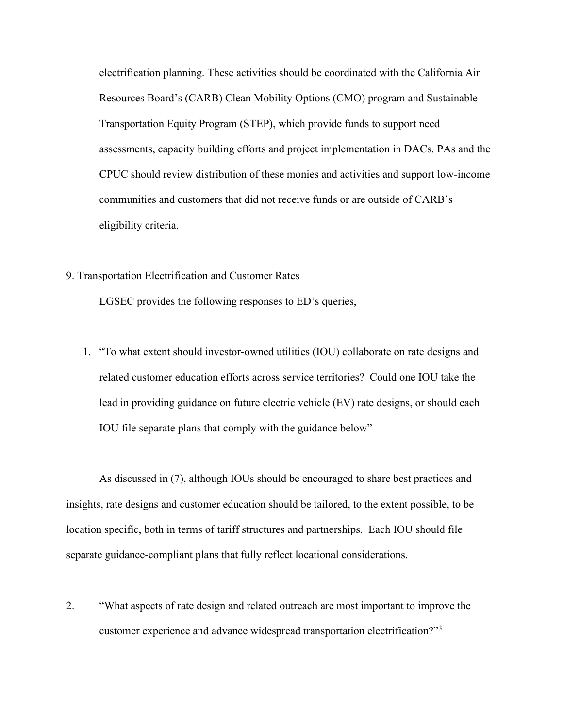electrification planning. These activities should be coordinated with the California Air Resources Board's (CARB) Clean Mobility Options (CMO) program and Sustainable Transportation Equity Program (STEP), which provide funds to support need assessments, capacity building efforts and project implementation in DACs. PAs and the CPUC should review distribution of these monies and activities and support low-income communities and customers that did not receive funds or are outside of CARB's eligibility criteria.

<u>9. Transportation Electrification and Customer Rates</u>

LGSEC provides the following responses to ED's queries,

1. "To what extent should investor-owned utilities (IOU) collaborate on rate designs and related customer education efforts across service territories? Could one IOU take the lead in providing guidance on future electric vehicle (EV) rate designs, or should each IOU file separate plans that comply with the guidance below"

As discussed in (7), although IOUs should be encouraged to share best practices and insights, rate designs and customer education should be tailored, to the extent possible, to be location specific, both in terms of tariff structures and partnerships. Each IOU should file separate guidance-compliant plans that fully reflect locational considerations.

2. "What aspects of rate design and related outreach are most important to improve the customer experience and advance widespread transportation electrification?"[3]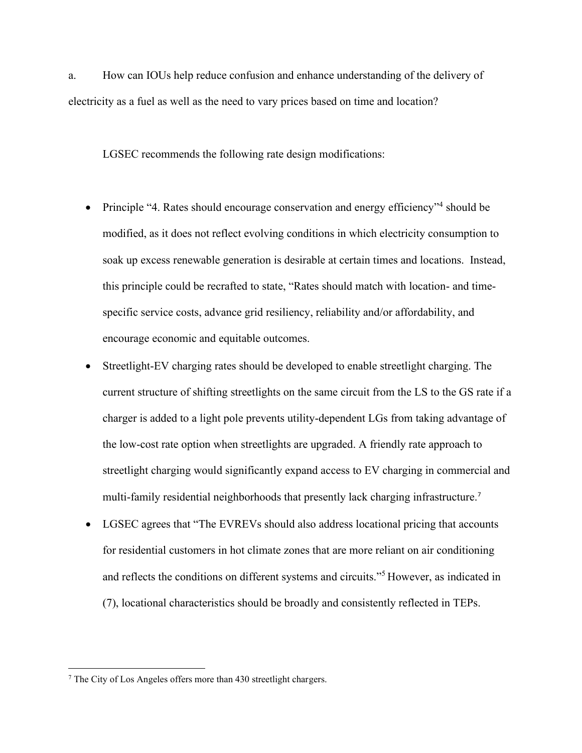a. How can IOUs help reduce confusion and enhance understanding of the delivery of electricity as a fuel as well as the need to vary prices based on time and location?

LGSEC recommends the following rate design modifications:

- Principle "4. Rates should encourage conservation and energy efficiency"[4] should be modified, as it does not reflect evolving conditions in which electricity consumption to soak up excess renewable generation is desirable at certain times and locations. Instead, this principle could be recrafted to state, "Rates should match with location- and time-specific service costs, advance grid resiliency, reliability and/or affordability, and encourage economic and equitable outcomes.
- Streetlight-EV charging rates should be developed to enable streetlight charging. The current structure of shifting streetlights on the same circuit from the LS to the GS rate if a charger is added to a light pole prevents utility-dependent LGs from taking advantage of the low-cost rate option when streetlights are upgraded. A friendly rate approach to streetlight charging would significantly expand access to EV charging in commercial and multi-family residential neighborhoods that presently lack charging infrastructure.[7]
- LGSEC agrees that "The EVREVs should also address locational pricing that accounts for residential customers in hot climate zones that are more reliant on air conditioning and reflects the conditions on different systems and circuits."[5] However, as indicated in (7), locational characteristics should be broadly and consistently reflected in TEPs.

[7] The City of Los Angeles offers more than 430 streetlight chargers.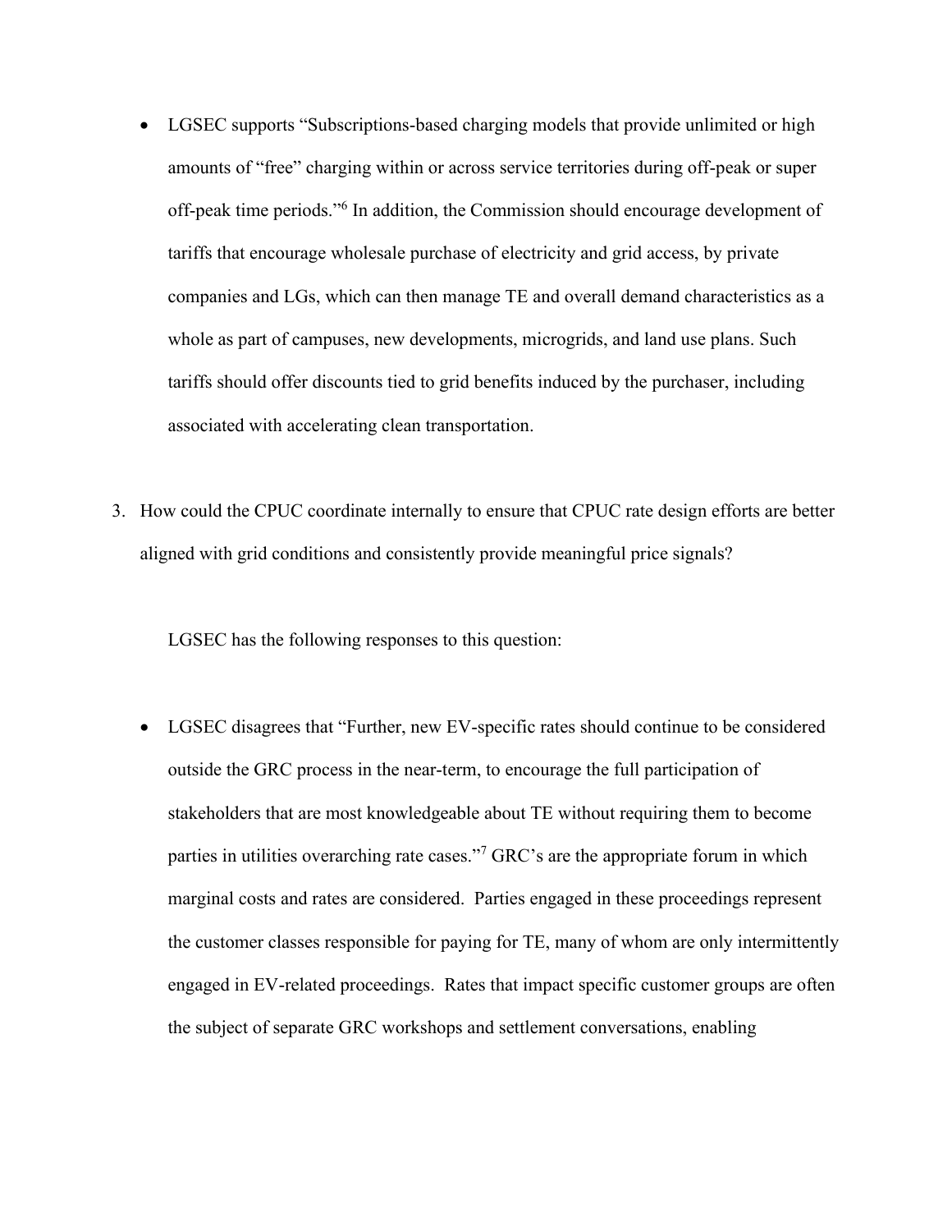- LGSEC supports "Subscriptions-based charging models that provide unlimited or high amounts of "free" charging within or across service territories during off-peak or super off-peak time periods."[6] In addition, the Commission should encourage development of tariffs that encourage wholesale purchase of electricity and grid access, by private companies and LGs, which can then manage TE and overall demand characteristics as a whole as part of campuses, new developments, microgrids, and land use plans. Such tariffs should offer discounts tied to grid benefits induced by the purchaser, including associated with accelerating clean transportation.

3. How could the CPUC coordinate internally to ensure that CPUC rate design efforts are better aligned with grid conditions and consistently provide meaningful price signals?

LGSEC has the following responses to this question:

- LGSEC disagrees that "Further, new EV-specific rates should continue to be considered outside the GRC process in the near-term, to encourage the full participation of stakeholders that are most knowledgeable about TE without requiring them to become parties in utilities overarching rate cases."[7] GRC's are the appropriate forum in which marginal costs and rates are considered. Parties engaged in these proceedings represent the customer classes responsible for paying for TE, many of whom are only intermittently engaged in EV-related proceedings. Rates that impact specific customer groups are often the subject of separate GRC workshops and settlement conversations, enabling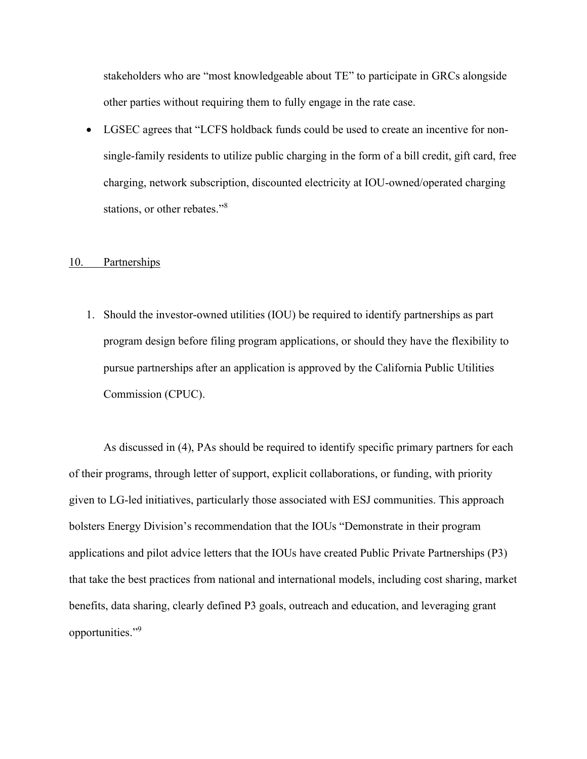stakeholders who are "most knowledgeable about TE" to participate in GRCs alongside other parties without requiring them to fully engage in the rate case.

- LGSEC agrees that "LCFS holdback funds could be used to create an incentive for non-single-family residents to utilize public charging in the form of a bill credit, gift card, free charging, network subscription, discounted electricity at IOU-owned/operated charging stations, or other rebates."[8]

## 10. Partnerships

1. Should the investor-owned utilities (IOU) be required to identify partnerships as part program design before filing program applications, or should they have the flexibility to pursue partnerships after an application is approved by the California Public Utilities Commission (CPUC).

As discussed in (4), PAs should be required to identify specific primary partners for each of their programs, through letter of support, explicit collaborations, or funding, with priority given to LG-led initiatives, particularly those associated with ESJ communities. This approach bolsters Energy Division's recommendation that the IOUs "Demonstrate in their program applications and pilot advice letters that the IOUs have created Public Private Partnerships (P3) that take the best practices from national and international models, including cost sharing, market benefits, data sharing, clearly defined P3 goals, outreach and education, and leveraging grant opportunities."[9]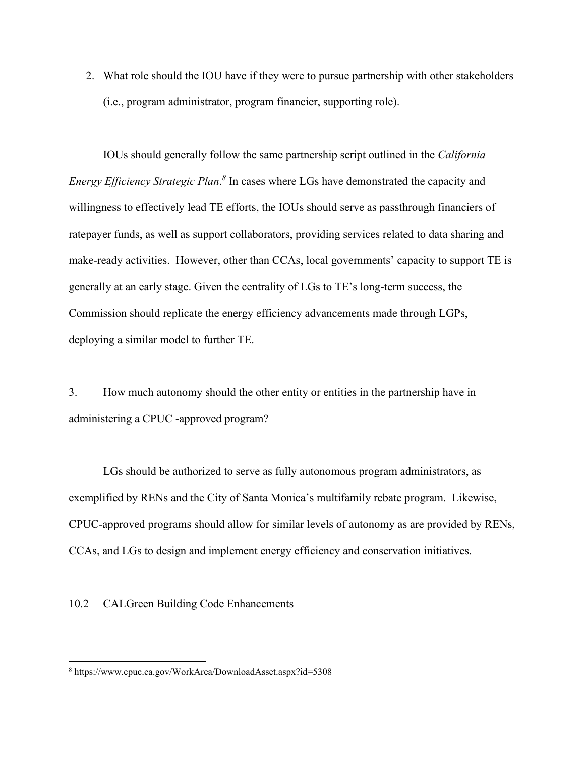2. What role should the IOU have if they were to pursue partnership with other stakeholders (i.e., program administrator, program financier, supporting role).

IOUs should generally follow the same partnership script outlined in the *California Energy Efficiency Strategic Plan*.[8] In cases where LGs have demonstrated the capacity and willingness to effectively lead TE efforts, the IOUs should serve as passthrough financiers of ratepayer funds, as well as support collaborators, providing services related to data sharing and make-ready activities. However, other than CCAs, local governments' capacity to support TE is generally at an early stage. Given the centrality of LGs to TE's long-term success, the Commission should replicate the energy efficiency advancements made through LGPs, deploying a similar model to further TE.

3. How much autonomy should the other entity or entities in the partnership have in administering a CPUC -approved program?

LGs should be authorized to serve as fully autonomous program administrators, as exemplified by RENs and the City of Santa Monica's multifamily rebate program. Likewise, CPUC-approved programs should allow for similar levels of autonomy as are provided by RENs, CCAs, and LGs to design and implement energy efficiency and conservation initiatives.

<u>10.2 CALGreen Building Code Enhancements</u>

---

[8] https://www.cpuc.ca.gov/WorkArea/DownloadAsset.aspx?id=5308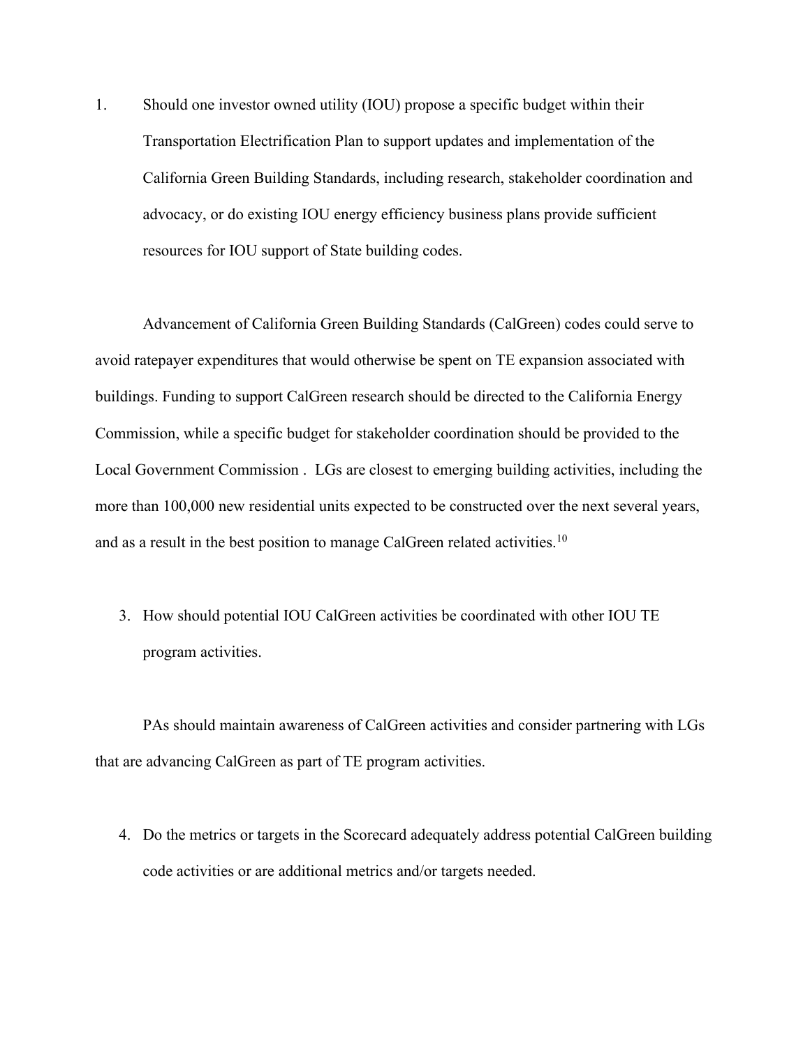1. Should one investor owned utility (IOU) propose a specific budget within their Transportation Electrification Plan to support updates and implementation of the California Green Building Standards, including research, stakeholder coordination and advocacy, or do existing IOU energy efficiency business plans provide sufficient resources for IOU support of State building codes.

Advancement of California Green Building Standards (CalGreen) codes could serve to avoid ratepayer expenditures that would otherwise be spent on TE expansion associated with buildings. Funding to support CalGreen research should be directed to the California Energy Commission, while a specific budget for stakeholder coordination should be provided to the Local Government Commission . LGs are closest to emerging building activities, including the more than 100,000 new residential units expected to be constructed over the next several years, and as a result in the best position to manage CalGreen related activities.[10]

3. How should potential IOU CalGreen activities be coordinated with other IOU TE program activities.

PAs should maintain awareness of CalGreen activities and consider partnering with LGs that are advancing CalGreen as part of TE program activities.

4. Do the metrics or targets in the Scorecard adequately address potential CalGreen building code activities or are additional metrics and/or targets needed.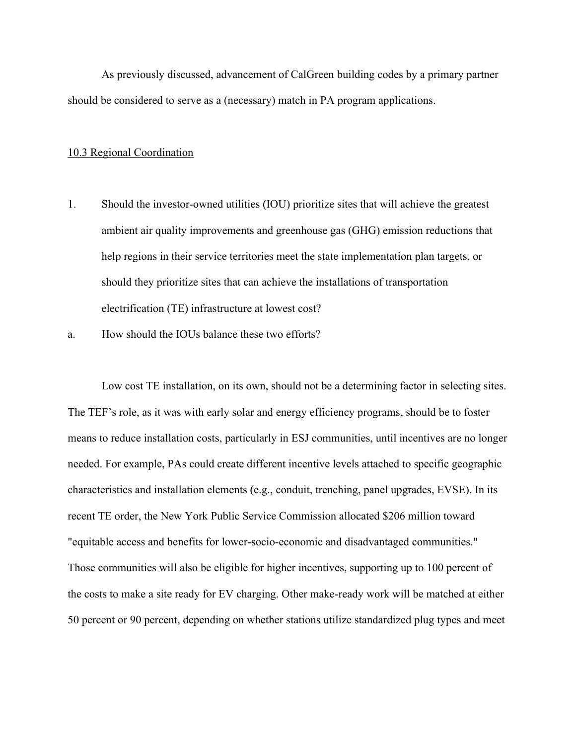As previously discussed, advancement of CalGreen building codes by a primary partner should be considered to serve as a (necessary) match in PA program applications.

10.3 Regional Coordination

1. Should the investor-owned utilities (IOU) prioritize sites that will achieve the greatest ambient air quality improvements and greenhouse gas (GHG) emission reductions that help regions in their service territories meet the state implementation plan targets, or should they prioritize sites that can achieve the installations of transportation electrification (TE) infrastructure at lowest cost?

a. How should the IOUs balance these two efforts?

Low cost TE installation, on its own, should not be a determining factor in selecting sites. The TEF's role, as it was with early solar and energy efficiency programs, should be to foster means to reduce installation costs, particularly in ESJ communities, until incentives are no longer needed. For example, PAs could create different incentive levels attached to specific geographic characteristics and installation elements (e.g., conduit, trenching, panel upgrades, EVSE). In its recent TE order, the New York Public Service Commission allocated $206 million toward "equitable access and benefits for lower-socio-economic and disadvantaged communities." Those communities will also be eligible for higher incentives, supporting up to 100 percent of the costs to make a site ready for EV charging. Other make-ready work will be matched at either 50 percent or 90 percent, depending on whether stations utilize standardized plug types and meet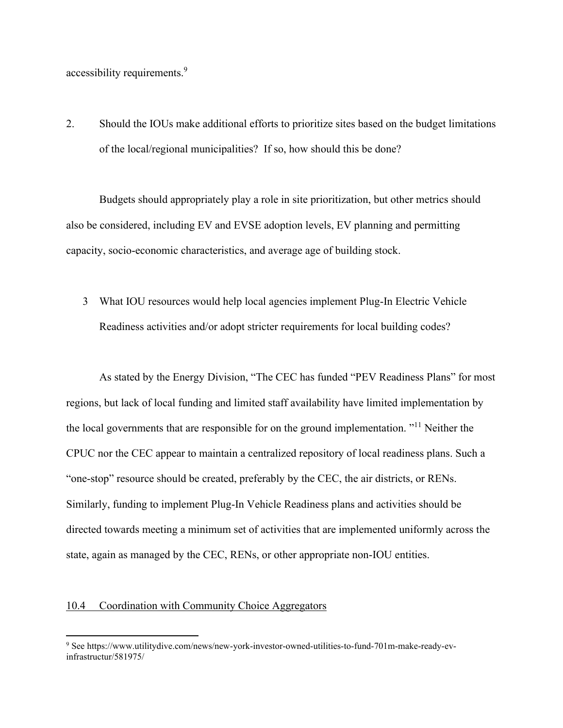accessibility requirements.[9]

2. Should the IOUs make additional efforts to prioritize sites based on the budget limitations of the local/regional municipalities? If so, how should this be done?

Budgets should appropriately play a role in site prioritization, but other metrics should also be considered, including EV and EVSE adoption levels, EV planning and permitting capacity, socio-economic characteristics, and average age of building stock.

3 What IOU resources would help local agencies implement Plug-In Electric Vehicle Readiness activities and/or adopt stricter requirements for local building codes?

As stated by the Energy Division, "The CEC has funded "PEV Readiness Plans" for most regions, but lack of local funding and limited staff availability have limited implementation by the local governments that are responsible for on the ground implementation. "[11] Neither the CPUC nor the CEC appear to maintain a centralized repository of local readiness plans. Such a "one-stop" resource should be created, preferably by the CEC, the air districts, or RENs. Similarly, funding to implement Plug-In Vehicle Readiness plans and activities should be directed towards meeting a minimum set of activities that are implemented uniformly across the state, again as managed by the CEC, RENs, or other appropriate non-IOU entities.

<u>10.4 Coordination with Community Choice Aggregators</u>

---

[9] See https://www.utilitydive.com/news/new-york-investor-owned-utilities-to-fund-701m-make-ready-ev-infrastructur/581975/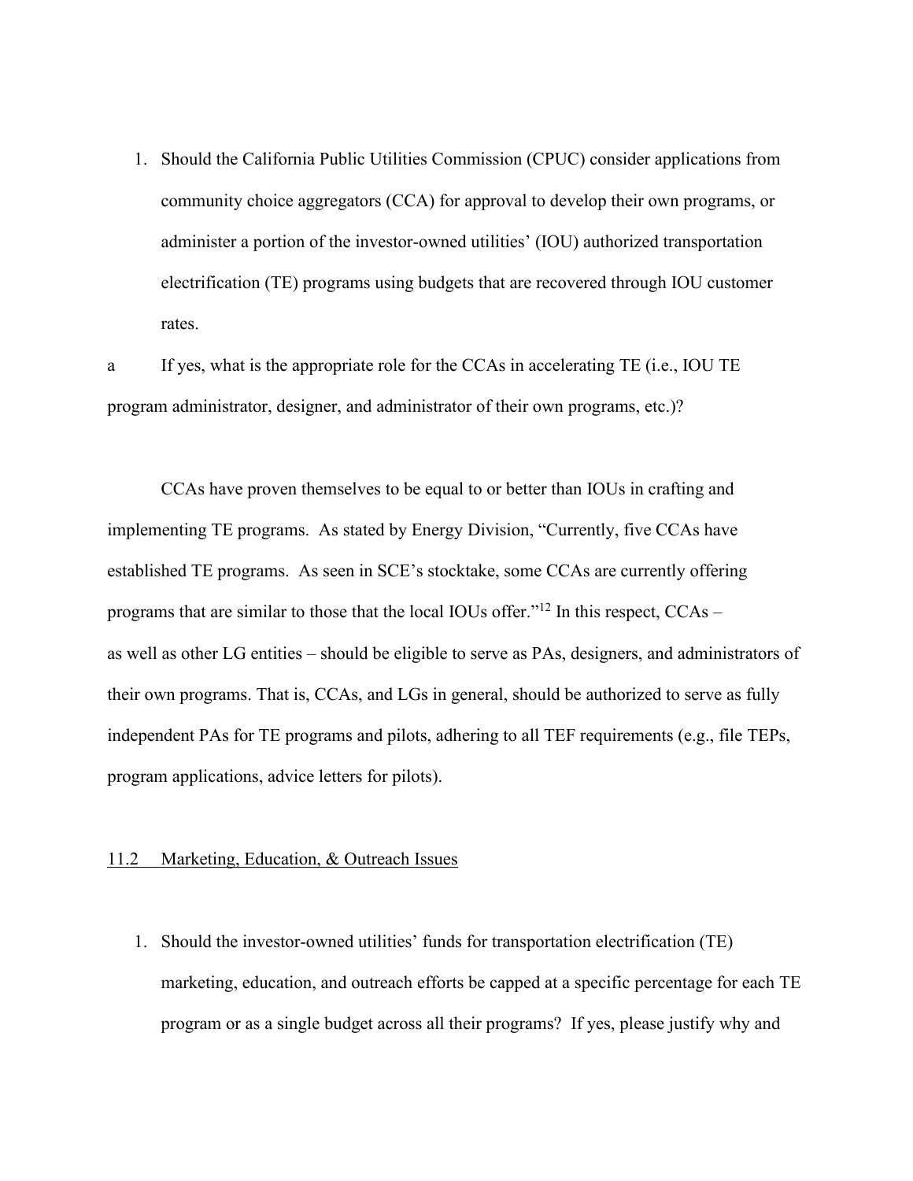1. Should the California Public Utilities Commission (CPUC) consider applications from community choice aggregators (CCA) for approval to develop their own programs, or administer a portion of the investor-owned utilities' (IOU) authorized transportation electrification (TE) programs using budgets that are recovered through IOU customer rates.

a If yes, what is the appropriate role for the CCAs in accelerating TE (i.e., IOU TE program administrator, designer, and administrator of their own programs, etc.)?

CCAs have proven themselves to be equal to or better than IOUs in crafting and implementing TE programs. As stated by Energy Division, "Currently, five CCAs have established TE programs. As seen in SCE's stocktake, some CCAs are currently offering programs that are similar to those that the local IOUs offer."[12] In this respect, CCAs – as well as other LG entities – should be eligible to serve as PAs, designers, and administrators of their own programs. That is, CCAs, and LGs in general, should be authorized to serve as fully independent PAs for TE programs and pilots, adhering to all TEF requirements (e.g., file TEPs, program applications, advice letters for pilots).

<u>11.2 Marketing, Education, & Outreach Issues</u>

1. Should the investor-owned utilities' funds for transportation electrification (TE) marketing, education, and outreach efforts be capped at a specific percentage for each TE program or as a single budget across all their programs? If yes, please justify why and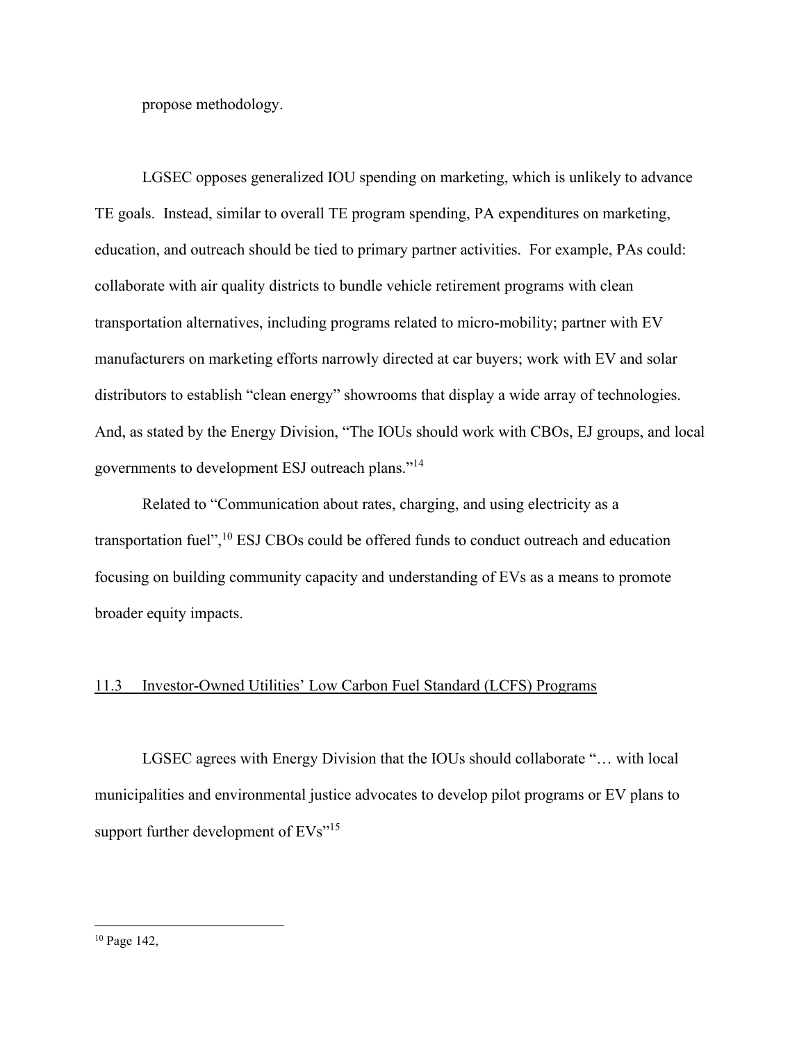propose methodology.

LGSEC opposes generalized IOU spending on marketing, which is unlikely to advance TE goals. Instead, similar to overall TE program spending, PA expenditures on marketing, education, and outreach should be tied to primary partner activities. For example, PAs could: collaborate with air quality districts to bundle vehicle retirement programs with clean transportation alternatives, including programs related to micro-mobility; partner with EV manufacturers on marketing efforts narrowly directed at car buyers; work with EV and solar distributors to establish "clean energy" showrooms that display a wide array of technologies. And, as stated by the Energy Division, "The IOUs should work with CBOs, EJ groups, and local governments to development ESJ outreach plans."[14]

Related to "Communication about rates, charging, and using electricity as a transportation fuel",[10] ESJ CBOs could be offered funds to conduct outreach and education focusing on building community capacity and understanding of EVs as a means to promote broader equity impacts.

## 11.3 Investor-Owned Utilities' Low Carbon Fuel Standard (LCFS) Programs

LGSEC agrees with Energy Division that the IOUs should collaborate "… with local municipalities and environmental justice advocates to develop pilot programs or EV plans to support further development of EVs"[15]

---

[10] Page 142,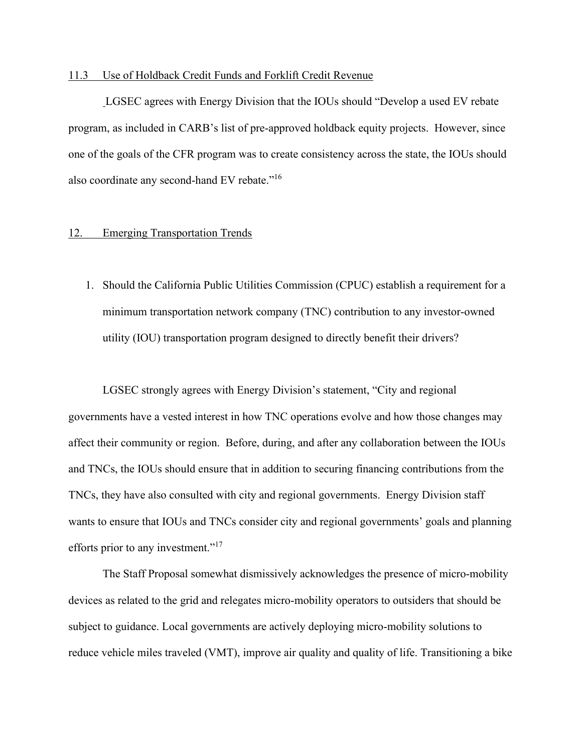## 11.3 Use of Holdback Credit Funds and Forklift Credit Revenue

LGSEC agrees with Energy Division that the IOUs should "Develop a used EV rebate program, as included in CARB's list of pre-approved holdback equity projects. However, since one of the goals of the CFR program was to create consistency across the state, the IOUs should also coordinate any second-hand EV rebate."[16]

## 12. Emerging Transportation Trends

1. Should the California Public Utilities Commission (CPUC) establish a requirement for a minimum transportation network company (TNC) contribution to any investor-owned utility (IOU) transportation program designed to directly benefit their drivers?

LGSEC strongly agrees with Energy Division's statement, "City and regional governments have a vested interest in how TNC operations evolve and how those changes may affect their community or region. Before, during, and after any collaboration between the IOUs and TNCs, the IOUs should ensure that in addition to securing financing contributions from the TNCs, they have also consulted with city and regional governments. Energy Division staff wants to ensure that IOUs and TNCs consider city and regional governments' goals and planning efforts prior to any investment."[17]

The Staff Proposal somewhat dismissively acknowledges the presence of micro-mobility devices as related to the grid and relegates micro-mobility operators to outsiders that should be subject to guidance. Local governments are actively deploying micro-mobility solutions to reduce vehicle miles traveled (VMT), improve air quality and quality of life. Transitioning a bike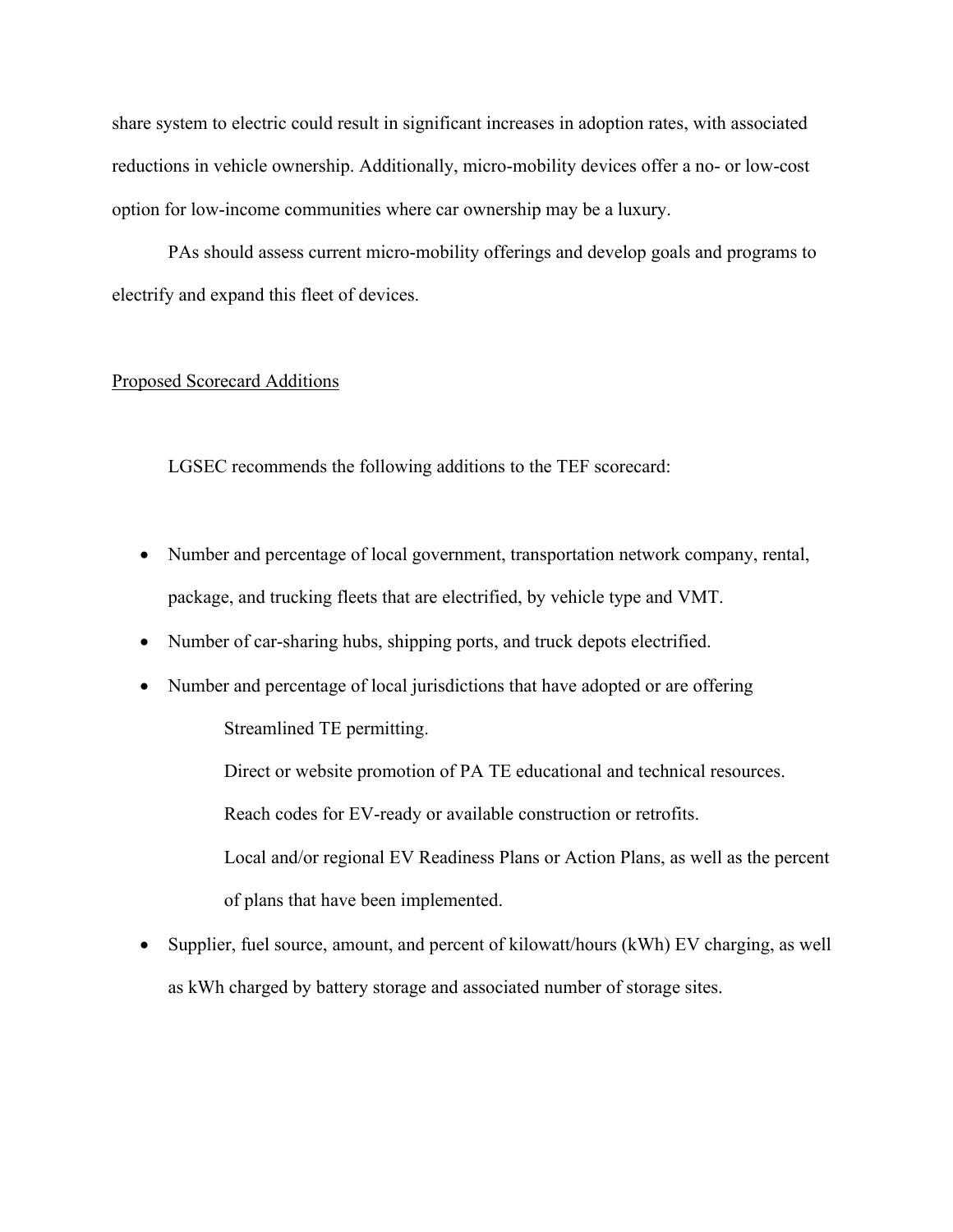share system to electric could result in significant increases in adoption rates, with associated reductions in vehicle ownership. Additionally, micro-mobility devices offer a no- or low-cost option for low-income communities where car ownership may be a luxury.

PAs should assess current micro-mobility offerings and develop goals and programs to electrify and expand this fleet of devices.

<u>Proposed Scorecard Additions</u>

LGSEC recommends the following additions to the TEF scorecard:

- Number and percentage of local government, transportation network company, rental, package, and trucking fleets that are electrified, by vehicle type and VMT.
- Number of car-sharing hubs, shipping ports, and truck depots electrified.
- Number and percentage of local jurisdictions that have adopted or are offering
  - Streamlined TE permitting.
  - Direct or website promotion of PA TE educational and technical resources.
  - Reach codes for EV-ready or available construction or retrofits.
  - Local and/or regional EV Readiness Plans or Action Plans, as well as the percent of plans that have been implemented.
- Supplier, fuel source, amount, and percent of kilowatt/hours (kWh) EV charging, as well as kWh charged by battery storage and associated number of storage sites.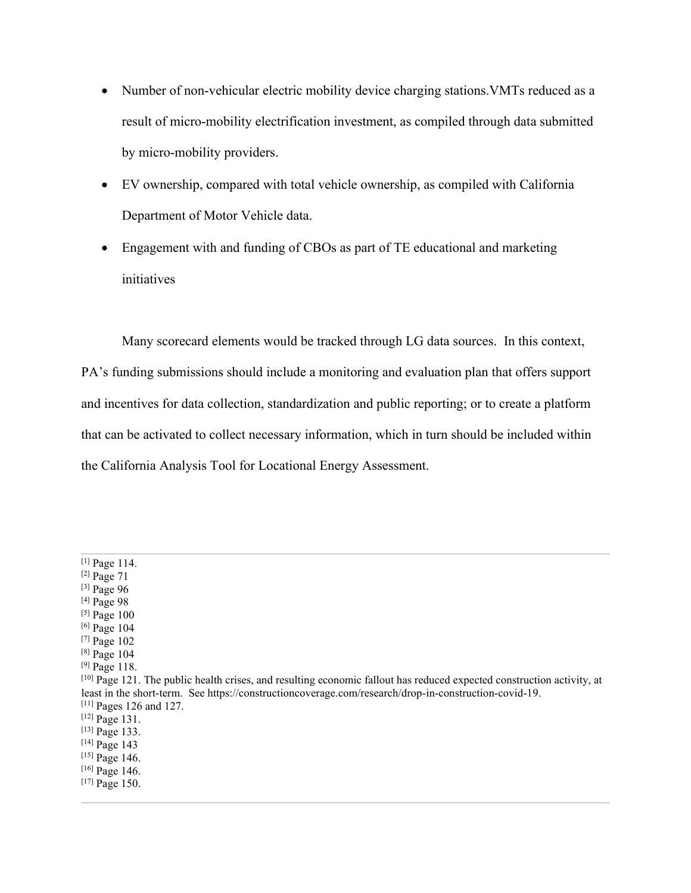- Number of non-vehicular electric mobility device charging stations.VMTs reduced as a result of micro-mobility electrification investment, as compiled through data submitted by micro-mobility providers.
- EV ownership, compared with total vehicle ownership, as compiled with California Department of Motor Vehicle data.
- Engagement with and funding of CBOs as part of TE educational and marketing initiatives

Many scorecard elements would be tracked through LG data sources. In this context, PA's funding submissions should include a monitoring and evaluation plan that offers support and incentives for data collection, standardization and public reporting; or to create a platform that can be activated to collect necessary information, which in turn should be included within the California Analysis Tool for Locational Energy Assessment.

---

[1] Page 114.
[2] Page 71
[3] Page 96
[4] Page 98
[5] Page 100
[6] Page 104
[7] Page 102
[8] Page 104
[9] Page 118.
[10] Page 121. The public health crises, and resulting economic fallout has reduced expected construction activity, at least in the short-term. See https://constructioncoverage.com/research/drop-in-construction-covid-19.
[11] Pages 126 and 127.
[12] Page 131.
[13] Page 133.
[14] Page 143
[15] Page 146.
[16] Page 146.
[17] Page 150.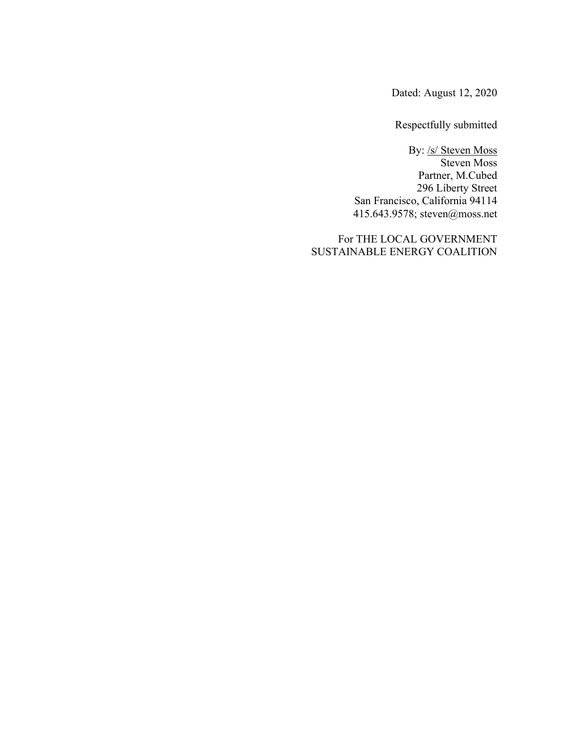Dated: August 12, 2020

Respectfully submitted

By: /s/ Steven Moss
Steven Moss
Partner, M.Cubed
296 Liberty Street
San Francisco, California 94114
415.643.9578; steven@moss.net

For THE LOCAL GOVERNMENT SUSTAINABLE ENERGY COALITION